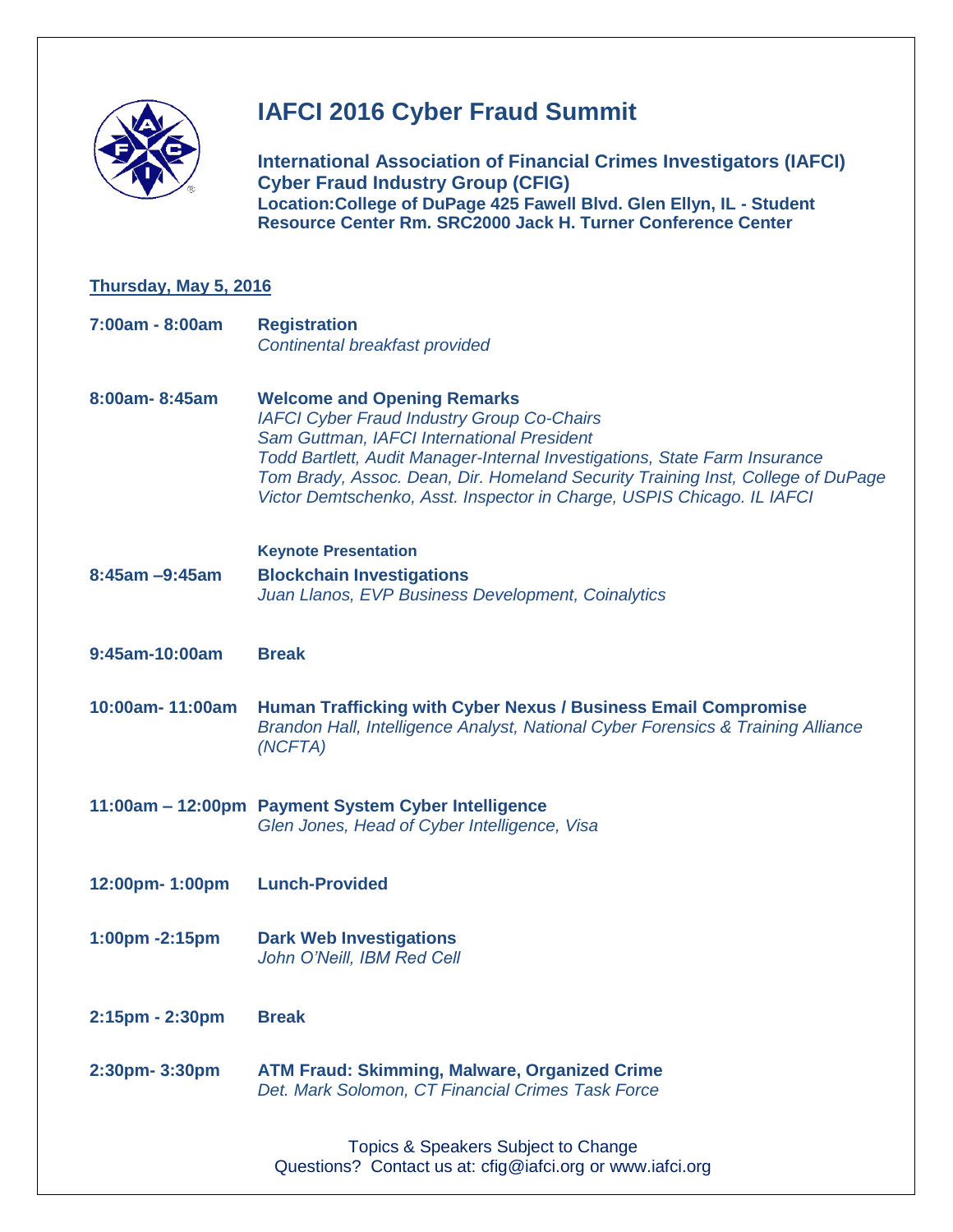# IAFCI 2016 Cyber Fraud Summit

**International Association of Financial Crimes Investigators (IAFCI)**
**Cyber Fraud Industry Group (CFIG)**
**Location:College of DuPage 425 Fawell Blvd. Glen Ellyn, IL - Student Resource Center Rm. SRC2000 Jack H. Turner Conference Center**

## Thursday, May 5, 2016

**7:00am - 8:00am** **Registration**
*Continental breakfast provided*

**8:00am- 8:45am** **Welcome and Opening Remarks**
*IAFCI Cyber Fraud Industry Group Co-Chairs*
*Sam Guttman, IAFCI International President*
*Todd Bartlett, Audit Manager-Internal Investigations, State Farm Insurance*
*Tom Brady, Assoc. Dean, Dir. Homeland Security Training Inst, College of DuPage*
*Victor Demtschenko, Asst. Inspector in Charge, USPIS Chicago. IL IAFCI*

**Keynote Presentation**

**8:45am –9:45am** **Blockchain Investigations**
*Juan Llanos, EVP Business Development, Coinalytics*

**9:45am-10:00am** **Break**

**10:00am- 11:00am** **Human Trafficking with Cyber Nexus / Business Email Compromise**
*Brandon Hall, Intelligence Analyst, National Cyber Forensics & Training Alliance (NCFTA)*

**11:00am – 12:00pm** **Payment System Cyber Intelligence**
*Glen Jones, Head of Cyber Intelligence, Visa*

**12:00pm- 1:00pm** **Lunch-Provided**

**1:00pm -2:15pm** **Dark Web Investigations**
*John O'Neill, IBM Red Cell*

**2:15pm - 2:30pm** **Break**

**2:30pm- 3:30pm** **ATM Fraud: Skimming, Malware, Organized Crime**
*Det. Mark Solomon, CT Financial Crimes Task Force*

Topics & Speakers Subject to Change
Questions? Contact us at: cfig@iafci.org or www.iafci.org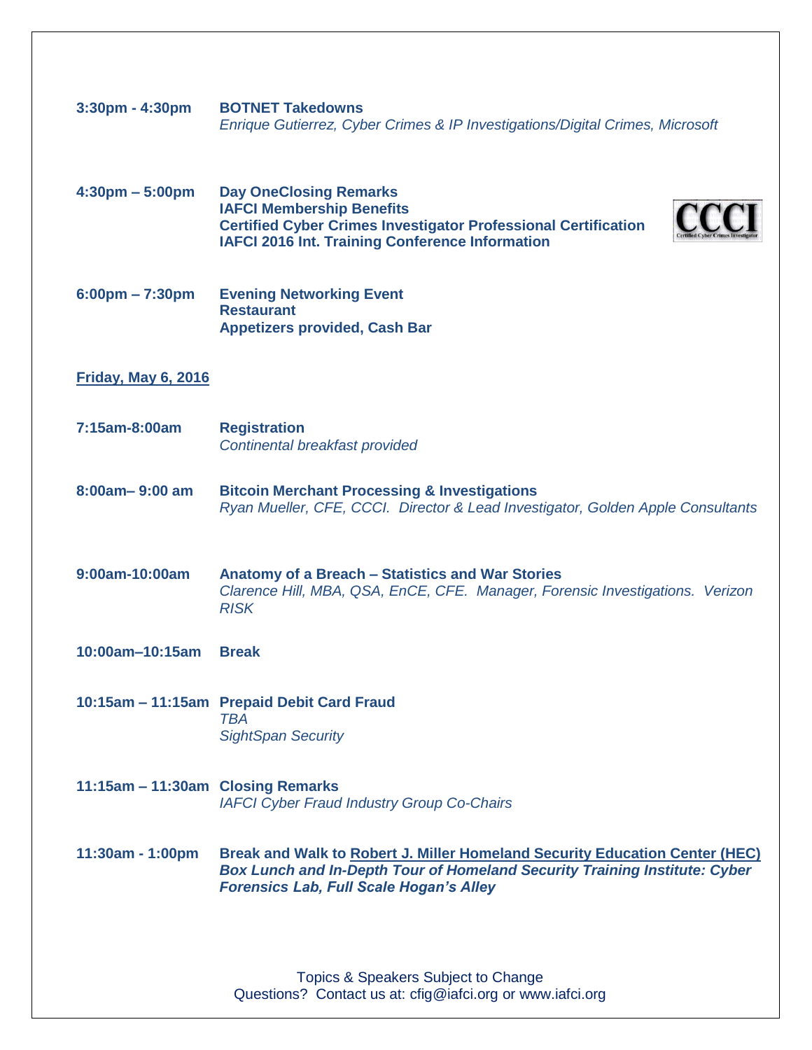**3:30pm - 4:30pm** **BOTNET Takedowns**
*Enrique Gutierrez, Cyber Crimes & IP Investigations/Digital Crimes, Microsoft*

**4:30pm – 5:00pm** **Day OneClosing Remarks**
**IAFCI Membership Benefits**
**Certified Cyber Crimes Investigator Professional Certification**
**IAFCI 2016 Int. Training Conference Information**

**6:00pm – 7:30pm** **Evening Networking Event**
**Restaurant**
**Appetizers provided, Cash Bar**

## Friday, May 6, 2016

**7:15am-8:00am** **Registration**
*Continental breakfast provided*

**8:00am– 9:00 am** **Bitcoin Merchant Processing & Investigations**
*Ryan Mueller, CFE, CCCI. Director & Lead Investigator, Golden Apple Consultants*

**9:00am-10:00am** **Anatomy of a Breach – Statistics and War Stories**
*Clarence Hill, MBA, QSA, EnCE, CFE. Manager, Forensic Investigations. Verizon RISK*

**10:00am–10:15am** **Break**

**10:15am – 11:15am** **Prepaid Debit Card Fraud**
*TBA*
*SightSpan Security*

**11:15am – 11:30am** **Closing Remarks**
*IAFCI Cyber Fraud Industry Group Co-Chairs*

**11:30am - 1:00pm** **Break and Walk to Robert J. Miller Homeland Security Education Center (HEC)**
***Box Lunch and In-Depth Tour of Homeland Security Training Institute: Cyber Forensics Lab, Full Scale Hogan's Alley***

Topics & Speakers Subject to Change
Questions? Contact us at: cfig@iafci.org or www.iafci.org